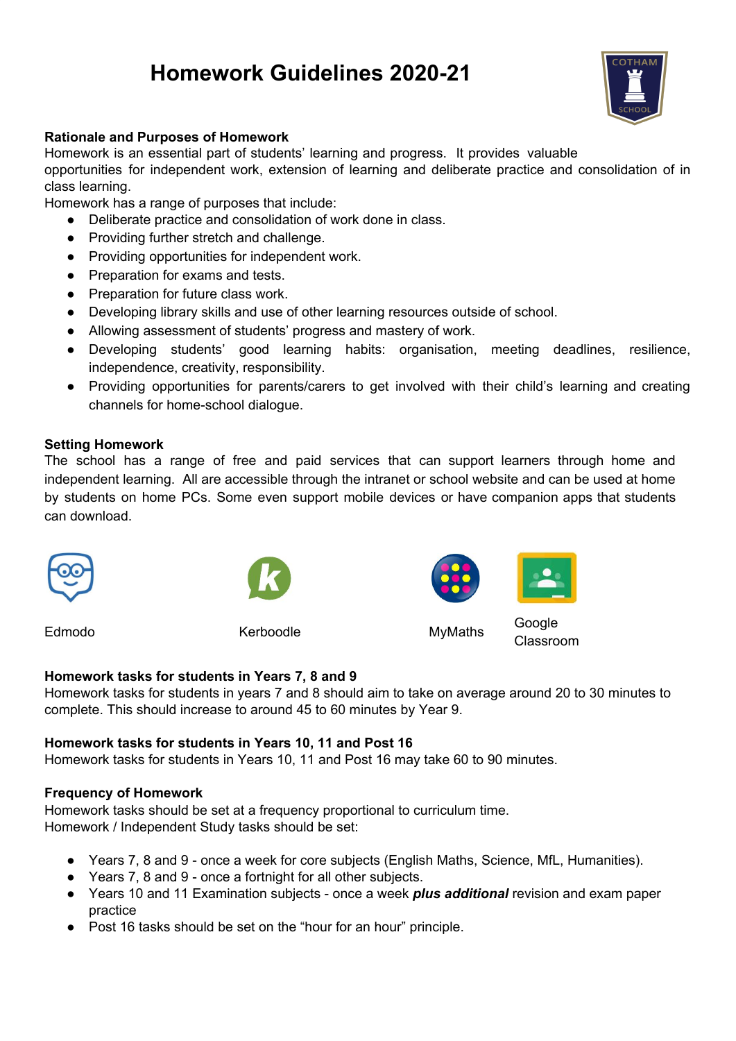# Homework Guidelines 2020-21

**Rationale and Purposes of Homework**

Homework is an essential part of students' learning and progress. It provides valuable opportunities for independent work, extension of learning and deliberate practice and consolidation of in class learning.

Homework has a range of purposes that include:

- Deliberate practice and consolidation of work done in class.
- Providing further stretch and challenge.
- Providing opportunities for independent work.
- Preparation for exams and tests.
- Preparation for future class work.
- Developing library skills and use of other learning resources outside of school.
- Allowing assessment of students' progress and mastery of work.
- Developing students' good learning habits: organisation, meeting deadlines, resilience, independence, creativity, responsibility.
- Providing opportunities for parents/carers to get involved with their child's learning and creating channels for home-school dialogue.

**Setting Homework**

The school has a range of free and paid services that can support learners through home and independent learning. All are accessible through the intranet or school website and can be used at home by students on home PCs. Some even support mobile devices or have companion apps that students can download.

Edmodo

Kerboodle

MyMaths

Google Classroom

**Homework tasks for students in Years 7, 8 and 9**

Homework tasks for students in years 7 and 8 should aim to take on average around 20 to 30 minutes to complete. This should increase to around 45 to 60 minutes by Year 9.

**Homework tasks for students in Years 10, 11 and Post 16**

Homework tasks for students in Years 10, 11 and Post 16 may take 60 to 90 minutes.

**Frequency of Homework**

Homework tasks should be set at a frequency proportional to curriculum time.
Homework / Independent Study tasks should be set:

- Years 7, 8 and 9 - once a week for core subjects (English Maths, Science, MfL, Humanities).
- Years 7, 8 and 9 - once a fortnight for all other subjects.
- Years 10 and 11 Examination subjects - once a week ***plus additional*** revision and exam paper practice
- Post 16 tasks should be set on the "hour for an hour" principle.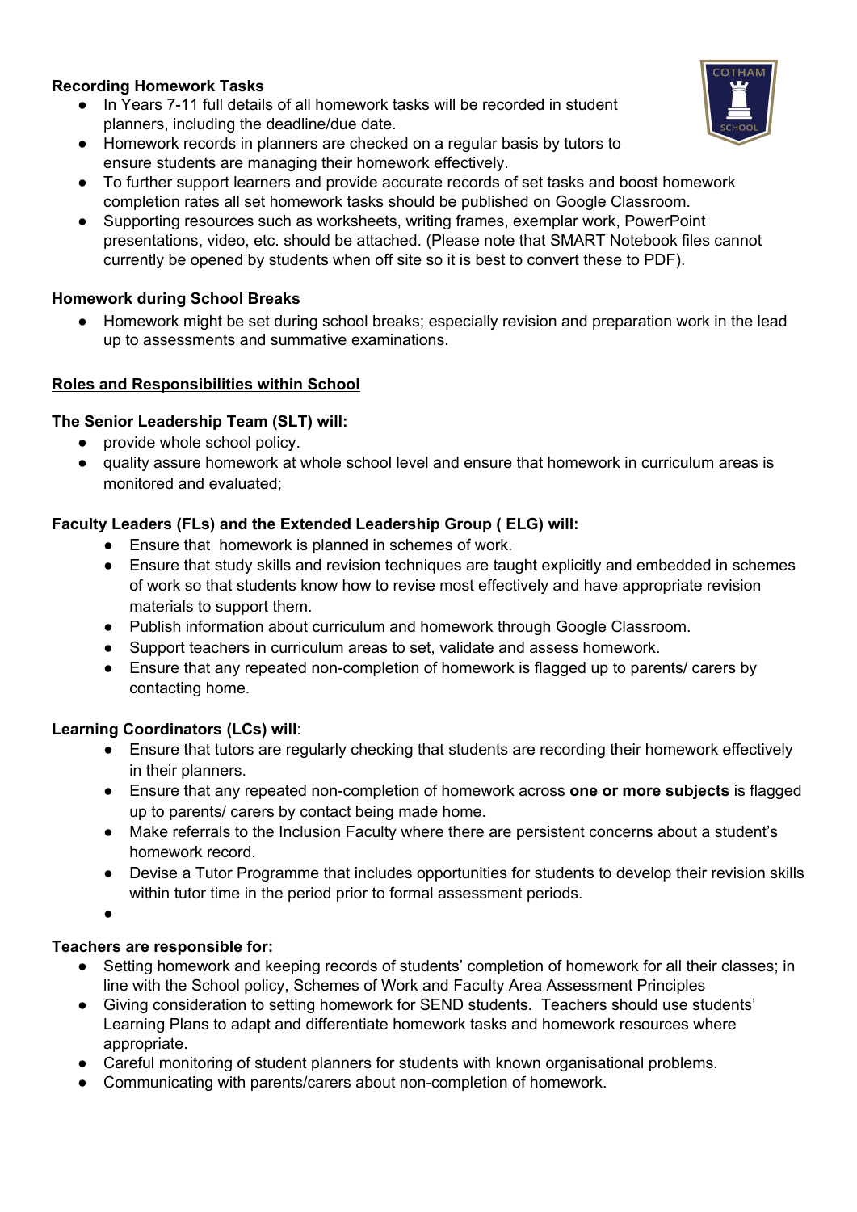**Recording Homework Tasks**

- In Years 7-11 full details of all homework tasks will be recorded in student planners, including the deadline/due date.
- Homework records in planners are checked on a regular basis by tutors to ensure students are managing their homework effectively.
- To further support learners and provide accurate records of set tasks and boost homework completion rates all set homework tasks should be published on Google Classroom.
- Supporting resources such as worksheets, writing frames, exemplar work, PowerPoint presentations, video, etc. should be attached. (Please note that SMART Notebook files cannot currently be opened by students when off site so it is best to convert these to PDF).

**Homework during School Breaks**

- Homework might be set during school breaks; especially revision and preparation work in the lead up to assessments and summative examinations.

## Roles and Responsibilities within School

**The Senior Leadership Team (SLT) will:**

- provide whole school policy.
- quality assure homework at whole school level and ensure that homework in curriculum areas is monitored and evaluated;

**Faculty Leaders (FLs) and the Extended Leadership Group ( ELG) will:**

- Ensure that homework is planned in schemes of work.
- Ensure that study skills and revision techniques are taught explicitly and embedded in schemes of work so that students know how to revise most effectively and have appropriate revision materials to support them.
- Publish information about curriculum and homework through Google Classroom.
- Support teachers in curriculum areas to set, validate and assess homework.
- Ensure that any repeated non-completion of homework is flagged up to parents/ carers by contacting home.

**Learning Coordinators (LCs) will**:

- Ensure that tutors are regularly checking that students are recording their homework effectively in their planners.
- Ensure that any repeated non-completion of homework across **one or more subjects** is flagged up to parents/ carers by contact being made home.
- Make referrals to the Inclusion Faculty where there are persistent concerns about a student's homework record.
- Devise a Tutor Programme that includes opportunities for students to develop their revision skills within tutor time in the period prior to formal assessment periods.

**Teachers are responsible for:**

- Setting homework and keeping records of students' completion of homework for all their classes; in line with the School policy, Schemes of Work and Faculty Area Assessment Principles
- Giving consideration to setting homework for SEND students. Teachers should use students' Learning Plans to adapt and differentiate homework tasks and homework resources where appropriate.
- Careful monitoring of student planners for students with known organisational problems.
- Communicating with parents/carers about non-completion of homework.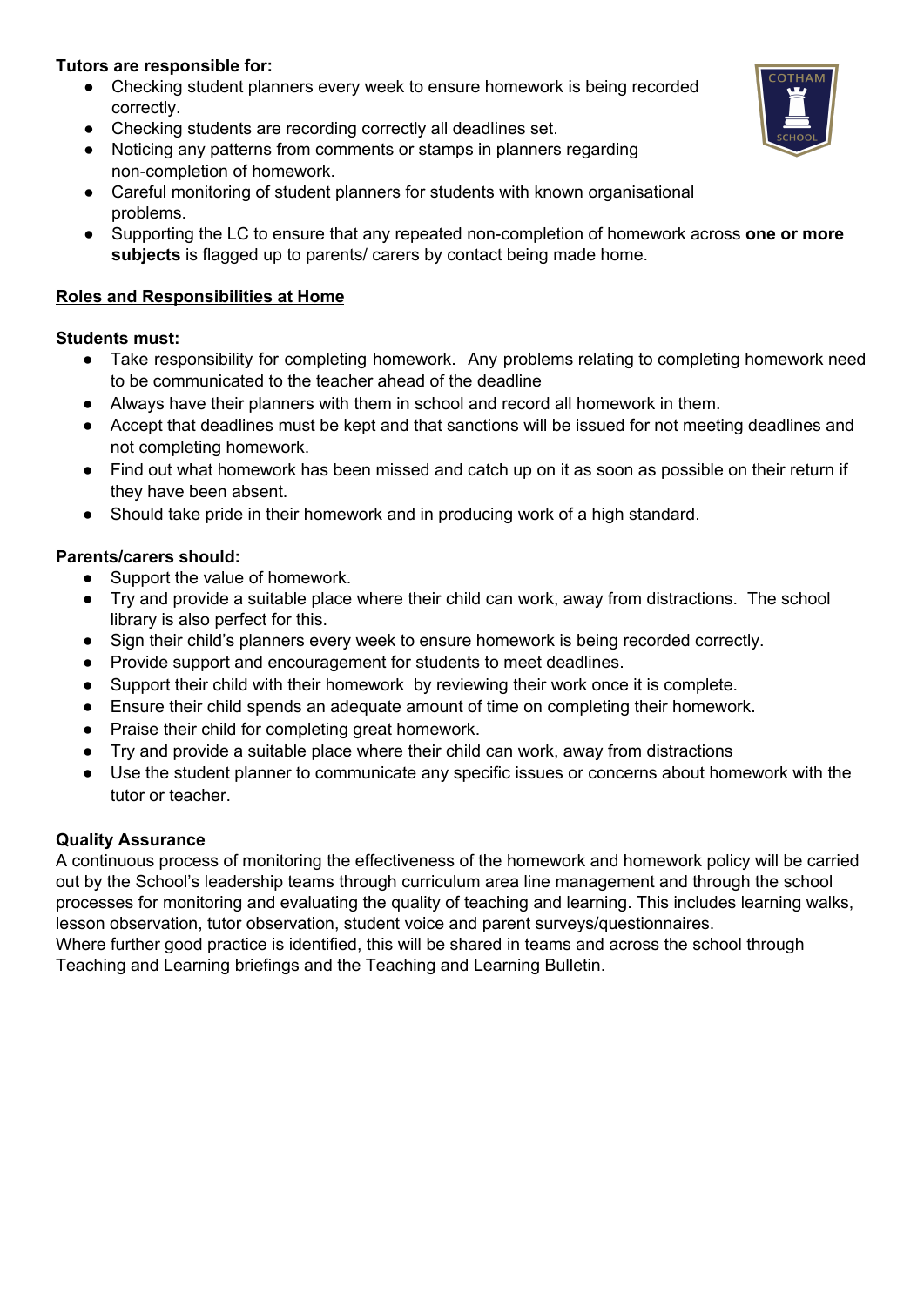**Tutors are responsible for:**

- Checking student planners every week to ensure homework is being recorded correctly.
- Checking students are recording correctly all deadlines set.
- Noticing any patterns from comments or stamps in planners regarding non-completion of homework.
- Careful monitoring of student planners for students with known organisational problems.
- Supporting the LC to ensure that any repeated non-completion of homework across **one or more subjects** is flagged up to parents/ carers by contact being made home.

## Roles and Responsibilities at Home

**Students must:**

- Take responsibility for completing homework. Any problems relating to completing homework need to be communicated to the teacher ahead of the deadline
- Always have their planners with them in school and record all homework in them.
- Accept that deadlines must be kept and that sanctions will be issued for not meeting deadlines and not completing homework.
- Find out what homework has been missed and catch up on it as soon as possible on their return if they have been absent.
- Should take pride in their homework and in producing work of a high standard.

**Parents/carers should:**

- Support the value of homework.
- Try and provide a suitable place where their child can work, away from distractions. The school library is also perfect for this.
- Sign their child's planners every week to ensure homework is being recorded correctly.
- Provide support and encouragement for students to meet deadlines.
- Support their child with their homework by reviewing their work once it is complete.
- Ensure their child spends an adequate amount of time on completing their homework.
- Praise their child for completing great homework.
- Try and provide a suitable place where their child can work, away from distractions
- Use the student planner to communicate any specific issues or concerns about homework with the tutor or teacher.

**Quality Assurance**

A continuous process of monitoring the effectiveness of the homework and homework policy will be carried out by the School's leadership teams through curriculum area line management and through the school processes for monitoring and evaluating the quality of teaching and learning. This includes learning walks, lesson observation, tutor observation, student voice and parent surveys/questionnaires.

Where further good practice is identified, this will be shared in teams and across the school through Teaching and Learning briefings and the Teaching and Learning Bulletin.